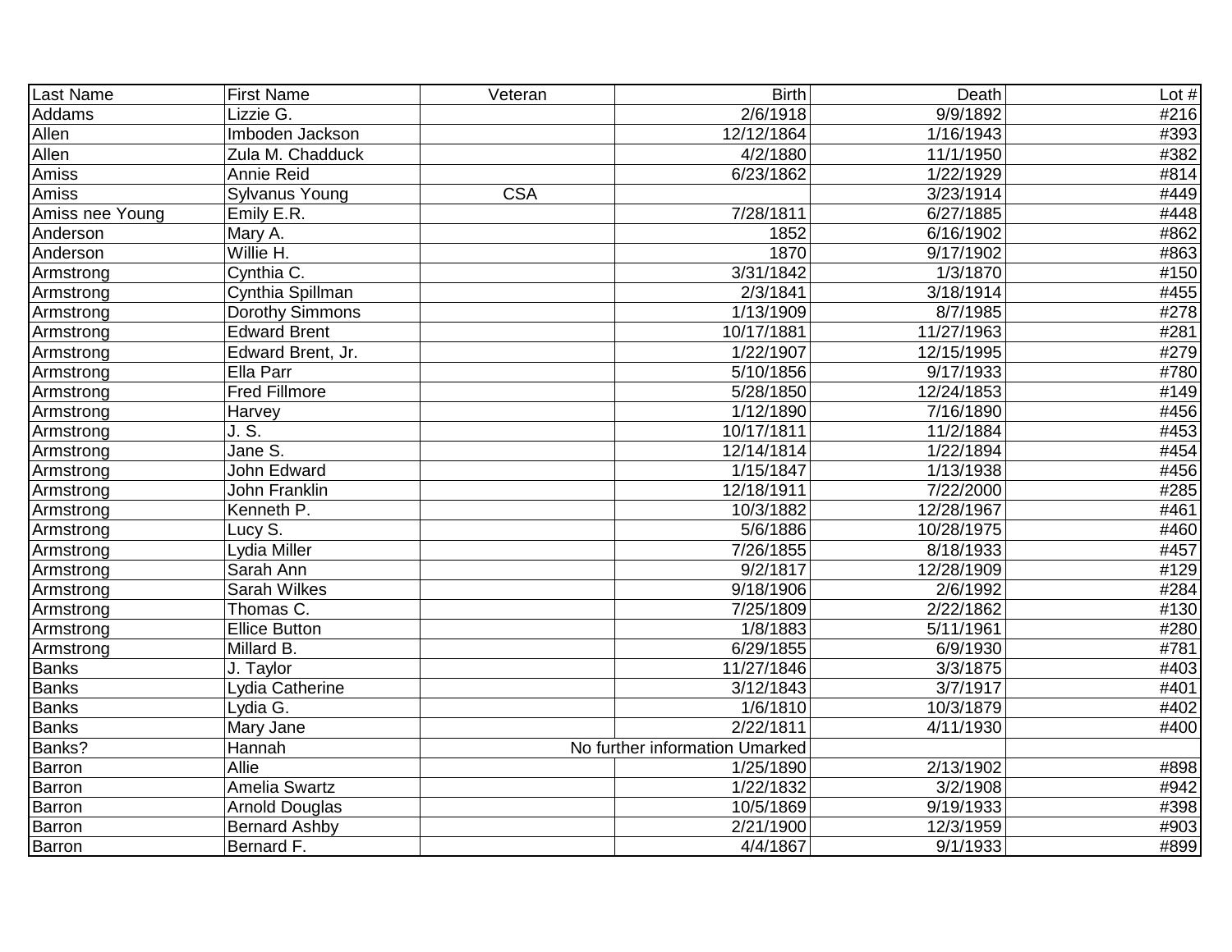| Last Name | First Name | Veteran | Birth | Death | Lot # |
|---|---|---|---|---|---|
| Addams | Lizzie G. | | 2/6/1918 | 9/9/1892 | #216 |
| Allen | Imboden Jackson | | 12/12/1864 | 1/16/1943 | #393 |
| Allen | Zula M. Chadduck | | 4/2/1880 | 11/1/1950 | #382 |
| Amiss | Annie Reid | | 6/23/1862 | 1/22/1929 | #814 |
| Amiss | Sylvanus Young | CSA | | 3/23/1914 | #449 |
| Amiss nee Young | Emily E.R. | | 7/28/1811 | 6/27/1885 | #448 |
| Anderson | Mary A. | | 1852 | 6/16/1902 | #862 |
| Anderson | Willie H. | | 1870 | 9/17/1902 | #863 |
| Armstrong | Cynthia C. | | 3/31/1842 | 1/3/1870 | #150 |
| Armstrong | Cynthia Spillman | | 2/3/1841 | 3/18/1914 | #455 |
| Armstrong | Dorothy Simmons | | 1/13/1909 | 8/7/1985 | #278 |
| Armstrong | Edward Brent | | 10/17/1881 | 11/27/1963 | #281 |
| Armstrong | Edward Brent, Jr. | | 1/22/1907 | 12/15/1995 | #279 |
| Armstrong | Ella Parr | | 5/10/1856 | 9/17/1933 | #780 |
| Armstrong | Fred Fillmore | | 5/28/1850 | 12/24/1853 | #149 |
| Armstrong | Harvey | | 1/12/1890 | 7/16/1890 | #456 |
| Armstrong | J. S. | | 10/17/1811 | 11/2/1884 | #453 |
| Armstrong | Jane S. | | 12/14/1814 | 1/22/1894 | #454 |
| Armstrong | John Edward | | 1/15/1847 | 1/13/1938 | #456 |
| Armstrong | John Franklin | | 12/18/1911 | 7/22/2000 | #285 |
| Armstrong | Kenneth P. | | 10/3/1882 | 12/28/1967 | #461 |
| Armstrong | Lucy S. | | 5/6/1886 | 10/28/1975 | #460 |
| Armstrong | Lydia Miller | | 7/26/1855 | 8/18/1933 | #457 |
| Armstrong | Sarah Ann | | 9/2/1817 | 12/28/1909 | #129 |
| Armstrong | Sarah Wilkes | | 9/18/1906 | 2/6/1992 | #284 |
| Armstrong | Thomas C. | | 7/25/1809 | 2/22/1862 | #130 |
| Armstrong | Ellice Button | | 1/8/1883 | 5/11/1961 | #280 |
| Armstrong | Millard B. | | 6/29/1855 | 6/9/1930 | #781 |
| Banks | J. Taylor | | 11/27/1846 | 3/3/1875 | #403 |
| Banks | Lydia Catherine | | 3/12/1843 | 3/7/1917 | #401 |
| Banks | Lydia G. | | 1/6/1810 | 10/3/1879 | #402 |
| Banks | Mary Jane | | 2/22/1811 | 4/11/1930 | #400 |
| Banks? | Hannah | No further information Umarked | | | |
| Barron | Allie | | 1/25/1890 | 2/13/1902 | #898 |
| Barron | Amelia Swartz | | 1/22/1832 | 3/2/1908 | #942 |
| Barron | Arnold Douglas | | 10/5/1869 | 9/19/1933 | #398 |
| Barron | Bernard Ashby | | 2/21/1900 | 12/3/1959 | #903 |
| Barron | Bernard F. | | 4/4/1867 | 9/1/1933 | #899 |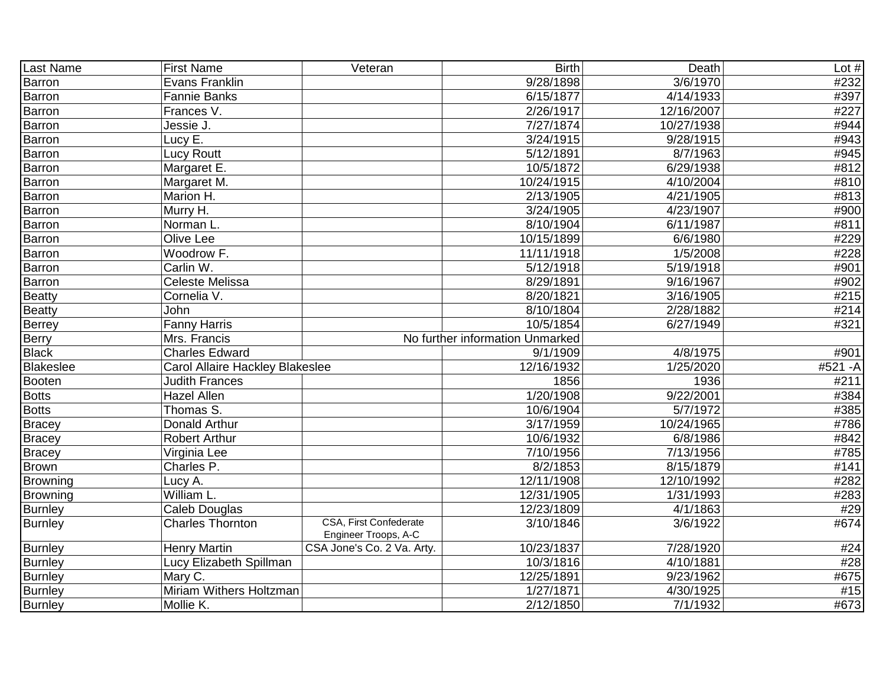| Last Name | First Name | Veteran | Birth | Death | Lot # |
|---|---|---|---|---|---|
| Barron | Evans Franklin | | 9/28/1898 | 3/6/1970 | #232 |
| Barron | Fannie Banks | | 6/15/1877 | 4/14/1933 | #397 |
| Barron | Frances V. | | 2/26/1917 | 12/16/2007 | #227 |
| Barron | Jessie J. | | 7/27/1874 | 10/27/1938 | #944 |
| Barron | Lucy E. | | 3/24/1915 | 9/28/1915 | #943 |
| Barron | Lucy Routt | | 5/12/1891 | 8/7/1963 | #945 |
| Barron | Margaret E. | | 10/5/1872 | 6/29/1938 | #812 |
| Barron | Margaret M. | | 10/24/1915 | 4/10/2004 | #810 |
| Barron | Marion H. | | 2/13/1905 | 4/21/1905 | #813 |
| Barron | Murry H. | | 3/24/1905 | 4/23/1907 | #900 |
| Barron | Norman L. | | 8/10/1904 | 6/11/1987 | #811 |
| Barron | Olive Lee | | 10/15/1899 | 6/6/1980 | #229 |
| Barron | Woodrow F. | | 11/11/1918 | 1/5/2008 | #228 |
| Barron | Carlin W. | | 5/12/1918 | 5/19/1918 | #901 |
| Barron | Celeste Melissa | | 8/29/1891 | 9/16/1967 | #902 |
| Beatty | Cornelia V. | | 8/20/1821 | 3/16/1905 | #215 |
| Beatty | John | | 8/10/1804 | 2/28/1882 | #214 |
| Berrey | Fanny Harris | | 10/5/1854 | 6/27/1949 | #321 |
| Berry | Mrs. Francis | No further information Unmarked | | | |
| Black | Charles Edward | | 9/1/1909 | 4/8/1975 | #901 |
| Blakeslee | Carol Allaire Hackley Blakeslee | | 12/16/1932 | 1/25/2020 | #521 -A |
| Booten | Judith Frances | | 1856 | 1936 | #211 |
| Botts | Hazel Allen | | 1/20/1908 | 9/22/2001 | #384 |
| Botts | Thomas S. | | 10/6/1904 | 5/7/1972 | #385 |
| Bracey | Donald Arthur | | 3/17/1959 | 10/24/1965 | #786 |
| Bracey | Robert Arthur | | 10/6/1932 | 6/8/1986 | #842 |
| Bracey | Virginia Lee | | 7/10/1956 | 7/13/1956 | #785 |
| Brown | Charles P. | | 8/2/1853 | 8/15/1879 | #141 |
| Browning | Lucy A. | | 12/11/1908 | 12/10/1992 | #282 |
| Browning | William L. | | 12/31/1905 | 1/31/1993 | #283 |
| Burnley | Caleb Douglas | | 12/23/1809 | 4/1/1863 | #29 |
| Burnley | Charles Thornton | CSA, First Confederate Engineer Troops, A-C | 3/10/1846 | 3/6/1922 | #674 |
| Burnley | Henry Martin | CSA Jone's Co. 2 Va. Arty. | 10/23/1837 | 7/28/1920 | #24 |
| Burnley | Lucy Elizabeth Spillman | | 10/3/1816 | 4/10/1881 | #28 |
| Burnley | Mary C. | | 12/25/1891 | 9/23/1962 | #675 |
| Burnley | Miriam Withers Holtzman | | 1/27/1871 | 4/30/1925 | #15 |
| Burnley | Mollie K. | | 2/12/1850 | 7/1/1932 | #673 |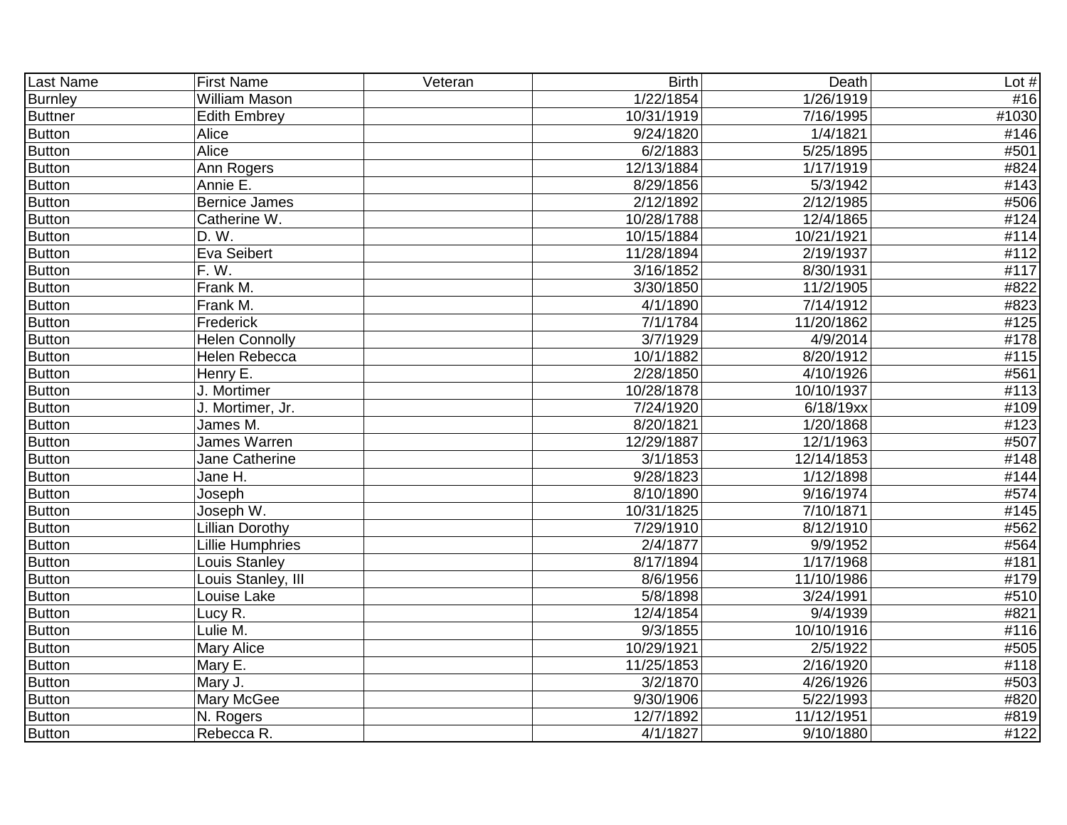| Last Name | First Name | Veteran | Birth | Death | Lot # |
|---|---|---|---|---|---|
| Burnley | William Mason | | 1/22/1854 | 1/26/1919 | #16 |
| Buttner | Edith Embrey | | 10/31/1919 | 7/16/1995 | #1030 |
| Button | Alice | | 9/24/1820 | 1/4/1821 | #146 |
| Button | Alice | | 6/2/1883 | 5/25/1895 | #501 |
| Button | Ann Rogers | | 12/13/1884 | 1/17/1919 | #824 |
| Button | Annie E. | | 8/29/1856 | 5/3/1942 | #143 |
| Button | Bernice James | | 2/12/1892 | 2/12/1985 | #506 |
| Button | Catherine W. | | 10/28/1788 | 12/4/1865 | #124 |
| Button | D. W. | | 10/15/1884 | 10/21/1921 | #114 |
| Button | Eva Seibert | | 11/28/1894 | 2/19/1937 | #112 |
| Button | F. W. | | 3/16/1852 | 8/30/1931 | #117 |
| Button | Frank M. | | 3/30/1850 | 11/2/1905 | #822 |
| Button | Frank M. | | 4/1/1890 | 7/14/1912 | #823 |
| Button | Frederick | | 7/1/1784 | 11/20/1862 | #125 |
| Button | Helen Connolly | | 3/7/1929 | 4/9/2014 | #178 |
| Button | Helen Rebecca | | 10/1/1882 | 8/20/1912 | #115 |
| Button | Henry E. | | 2/28/1850 | 4/10/1926 | #561 |
| Button | J. Mortimer | | 10/28/1878 | 10/10/1937 | #113 |
| Button | J. Mortimer, Jr. | | 7/24/1920 | 6/18/19xx | #109 |
| Button | James M. | | 8/20/1821 | 1/20/1868 | #123 |
| Button | James Warren | | 12/29/1887 | 12/1/1963 | #507 |
| Button | Jane Catherine | | 3/1/1853 | 12/14/1853 | #148 |
| Button | Jane H. | | 9/28/1823 | 1/12/1898 | #144 |
| Button | Joseph | | 8/10/1890 | 9/16/1974 | #574 |
| Button | Joseph W. | | 10/31/1825 | 7/10/1871 | #145 |
| Button | Lillian Dorothy | | 7/29/1910 | 8/12/1910 | #562 |
| Button | Lillie Humphries | | 2/4/1877 | 9/9/1952 | #564 |
| Button | Louis Stanley | | 8/17/1894 | 1/17/1968 | #181 |
| Button | Louis Stanley, III | | 8/6/1956 | 11/10/1986 | #179 |
| Button | Louise Lake | | 5/8/1898 | 3/24/1991 | #510 |
| Button | Lucy R. | | 12/4/1854 | 9/4/1939 | #821 |
| Button | Lulie M. | | 9/3/1855 | 10/10/1916 | #116 |
| Button | Mary Alice | | 10/29/1921 | 2/5/1922 | #505 |
| Button | Mary E. | | 11/25/1853 | 2/16/1920 | #118 |
| Button | Mary J. | | 3/2/1870 | 4/26/1926 | #503 |
| Button | Mary McGee | | 9/30/1906 | 5/22/1993 | #820 |
| Button | N. Rogers | | 12/7/1892 | 11/12/1951 | #819 |
| Button | Rebecca R. | | 4/1/1827 | 9/10/1880 | #122 |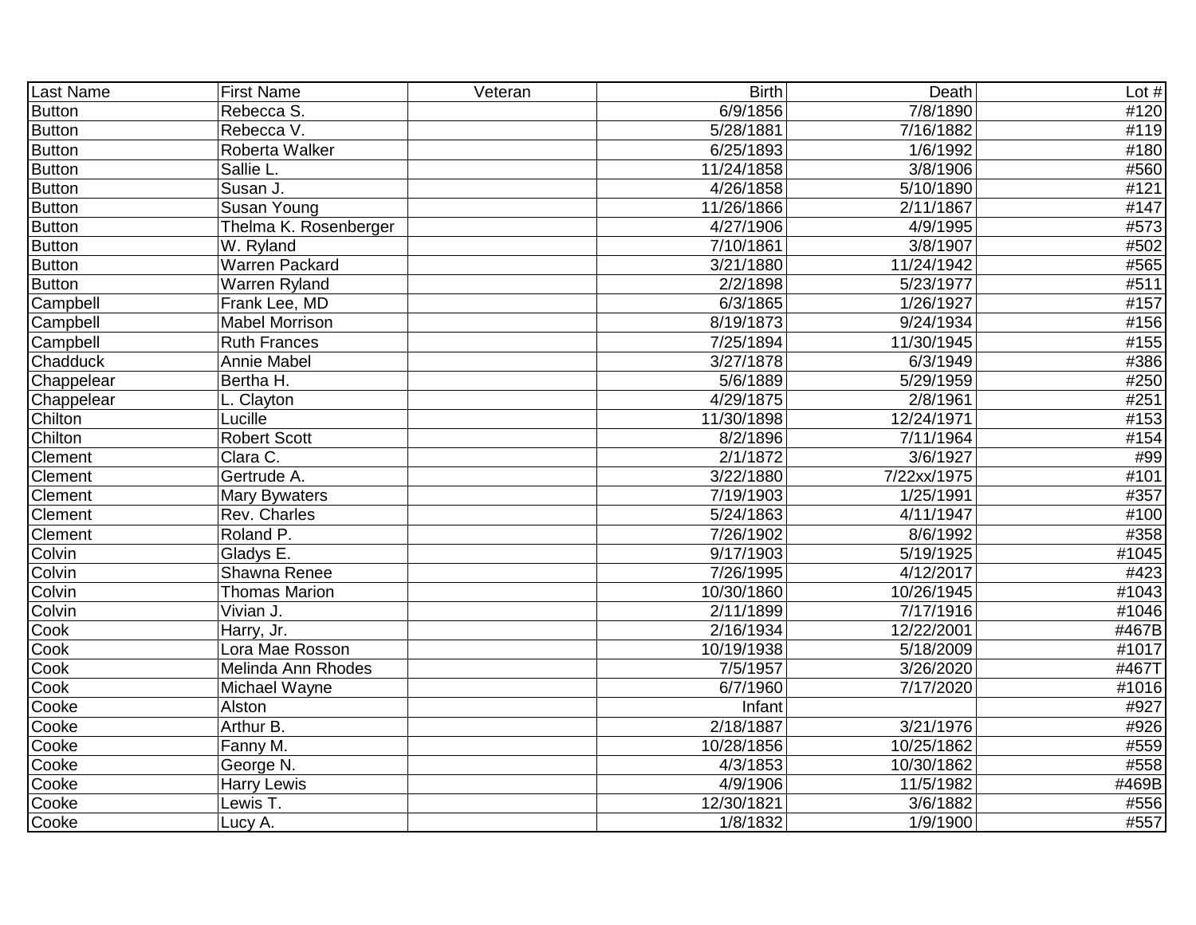| Last Name | First Name | Veteran | Birth | Death | Lot # |
|---|---|---|---|---|---|
| Button | Rebecca S. | | 6/9/1856 | 7/8/1890 | #120 |
| Button | Rebecca V. | | 5/28/1881 | 7/16/1882 | #119 |
| Button | Roberta Walker | | 6/25/1893 | 1/6/1992 | #180 |
| Button | Sallie L. | | 11/24/1858 | 3/8/1906 | #560 |
| Button | Susan J. | | 4/26/1858 | 5/10/1890 | #121 |
| Button | Susan Young | | 11/26/1866 | 2/11/1867 | #147 |
| Button | Thelma K. Rosenberger | | 4/27/1906 | 4/9/1995 | #573 |
| Button | W. Ryland | | 7/10/1861 | 3/8/1907 | #502 |
| Button | Warren Packard | | 3/21/1880 | 11/24/1942 | #565 |
| Button | Warren Ryland | | 2/2/1898 | 5/23/1977 | #511 |
| Campbell | Frank Lee, MD | | 6/3/1865 | 1/26/1927 | #157 |
| Campbell | Mabel Morrison | | 8/19/1873 | 9/24/1934 | #156 |
| Campbell | Ruth Frances | | 7/25/1894 | 11/30/1945 | #155 |
| Chadduck | Annie Mabel | | 3/27/1878 | 6/3/1949 | #386 |
| Chappelear | Bertha H. | | 5/6/1889 | 5/29/1959 | #250 |
| Chappelear | L. Clayton | | 4/29/1875 | 2/8/1961 | #251 |
| Chilton | Lucille | | 11/30/1898 | 12/24/1971 | #153 |
| Chilton | Robert Scott | | 8/2/1896 | 7/11/1964 | #154 |
| Clement | Clara C. | | 2/1/1872 | 3/6/1927 | #99 |
| Clement | Gertrude A. | | 3/22/1880 | 7/22xx/1975 | #101 |
| Clement | Mary Bywaters | | 7/19/1903 | 1/25/1991 | #357 |
| Clement | Rev. Charles | | 5/24/1863 | 4/11/1947 | #100 |
| Clement | Roland P. | | 7/26/1902 | 8/6/1992 | #358 |
| Colvin | Gladys E. | | 9/17/1903 | 5/19/1925 | #1045 |
| Colvin | Shawna Renee | | 7/26/1995 | 4/12/2017 | #423 |
| Colvin | Thomas Marion | | 10/30/1860 | 10/26/1945 | #1043 |
| Colvin | Vivian J. | | 2/11/1899 | 7/17/1916 | #1046 |
| Cook | Harry, Jr. | | 2/16/1934 | 12/22/2001 | #467B |
| Cook | Lora Mae Rosson | | 10/19/1938 | 5/18/2009 | #1017 |
| Cook | Melinda Ann Rhodes | | 7/5/1957 | 3/26/2020 | #467T |
| Cook | Michael Wayne | | 6/7/1960 | 7/17/2020 | #1016 |
| Cooke | Alston | | Infant | | #927 |
| Cooke | Arthur B. | | 2/18/1887 | 3/21/1976 | #926 |
| Cooke | Fanny M. | | 10/28/1856 | 10/25/1862 | #559 |
| Cooke | George N. | | 4/3/1853 | 10/30/1862 | #558 |
| Cooke | Harry Lewis | | 4/9/1906 | 11/5/1982 | #469B |
| Cooke | Lewis T. | | 12/30/1821 | 3/6/1882 | #556 |
| Cooke | Lucy A. | | 1/8/1832 | 1/9/1900 | #557 |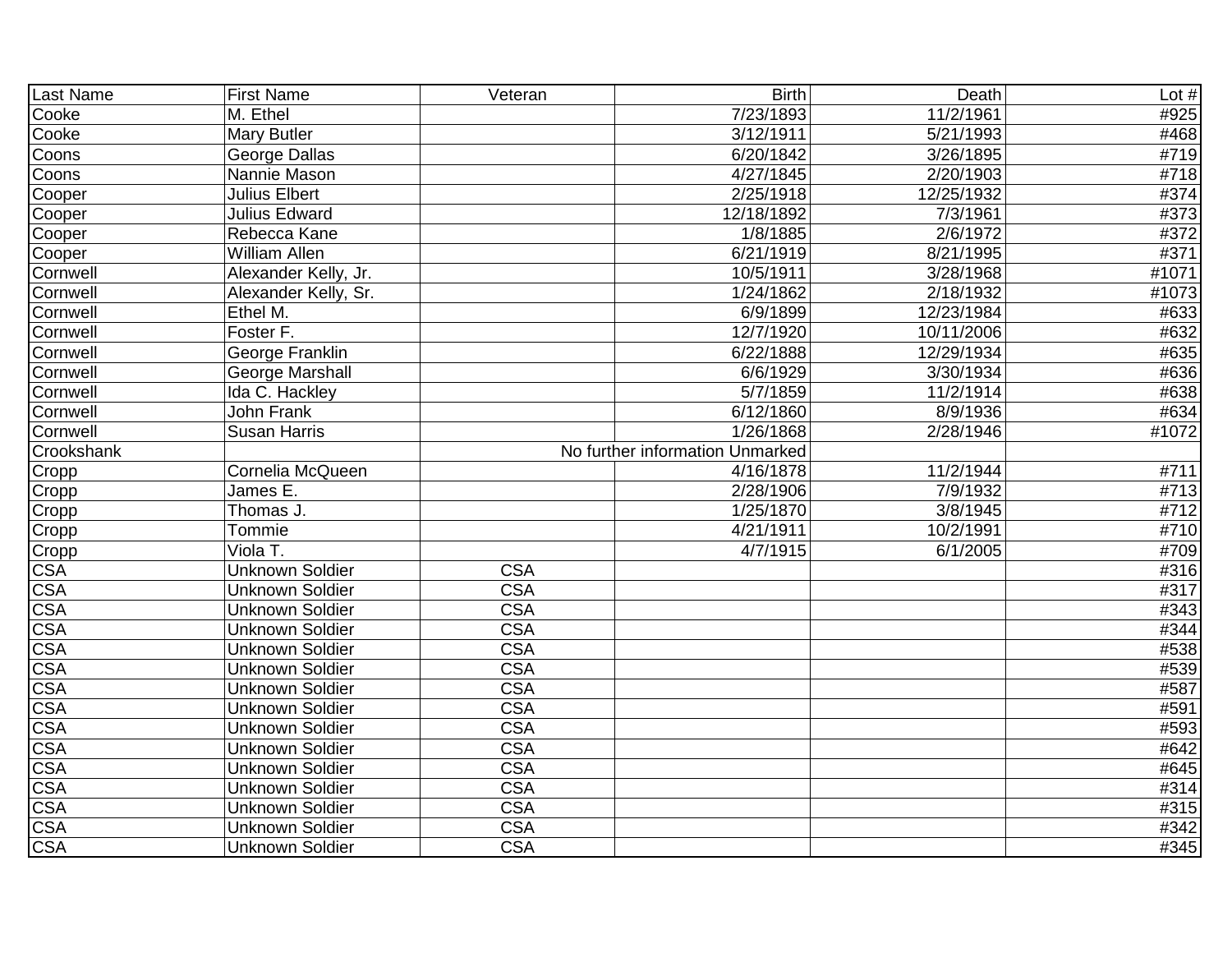| Last Name | First Name | Veteran | Birth | Death | Lot # |
|---|---|---|---|---|---|
| Cooke | M. Ethel | | 7/23/1893 | 11/2/1961 | #925 |
| Cooke | Mary Butler | | 3/12/1911 | 5/21/1993 | #468 |
| Coons | George Dallas | | 6/20/1842 | 3/26/1895 | #719 |
| Coons | Nannie Mason | | 4/27/1845 | 2/20/1903 | #718 |
| Cooper | Julius Elbert | | 2/25/1918 | 12/25/1932 | #374 |
| Cooper | Julius Edward | | 12/18/1892 | 7/3/1961 | #373 |
| Cooper | Rebecca Kane | | 1/8/1885 | 2/6/1972 | #372 |
| Cooper | William Allen | | 6/21/1919 | 8/21/1995 | #371 |
| Cornwell | Alexander Kelly, Jr. | | 10/5/1911 | 3/28/1968 | #1071 |
| Cornwell | Alexander Kelly, Sr. | | 1/24/1862 | 2/18/1932 | #1073 |
| Cornwell | Ethel M. | | 6/9/1899 | 12/23/1984 | #633 |
| Cornwell | Foster F. | | 12/7/1920 | 10/11/2006 | #632 |
| Cornwell | George Franklin | | 6/22/1888 | 12/29/1934 | #635 |
| Cornwell | George Marshall | | 6/6/1929 | 3/30/1934 | #636 |
| Cornwell | Ida C. Hackley | | 5/7/1859 | 11/2/1914 | #638 |
| Cornwell | John Frank | | 6/12/1860 | 8/9/1936 | #634 |
| Cornwell | Susan Harris | | 1/26/1868 | 2/28/1946 | #1072 |
| Crookshank | | No further information Unmarked | | | |
| Cropp | Cornelia McQueen | | 4/16/1878 | 11/2/1944 | #711 |
| Cropp | James E. | | 2/28/1906 | 7/9/1932 | #713 |
| Cropp | Thomas J. | | 1/25/1870 | 3/8/1945 | #712 |
| Cropp | Tommie | | 4/21/1911 | 10/2/1991 | #710 |
| Cropp | Viola T. | | 4/7/1915 | 6/1/2005 | #709 |
| CSA | Unknown Soldier | CSA | | | #316 |
| CSA | Unknown Soldier | CSA | | | #317 |
| CSA | Unknown Soldier | CSA | | | #343 |
| CSA | Unknown Soldier | CSA | | | #344 |
| CSA | Unknown Soldier | CSA | | | #538 |
| CSA | Unknown Soldier | CSA | | | #539 |
| CSA | Unknown Soldier | CSA | | | #587 |
| CSA | Unknown Soldier | CSA | | | #591 |
| CSA | Unknown Soldier | CSA | | | #593 |
| CSA | Unknown Soldier | CSA | | | #642 |
| CSA | Unknown Soldier | CSA | | | #645 |
| CSA | Unknown Soldier | CSA | | | #314 |
| CSA | Unknown Soldier | CSA | | | #315 |
| CSA | Unknown Soldier | CSA | | | #342 |
| CSA | Unknown Soldier | CSA | | | #345 |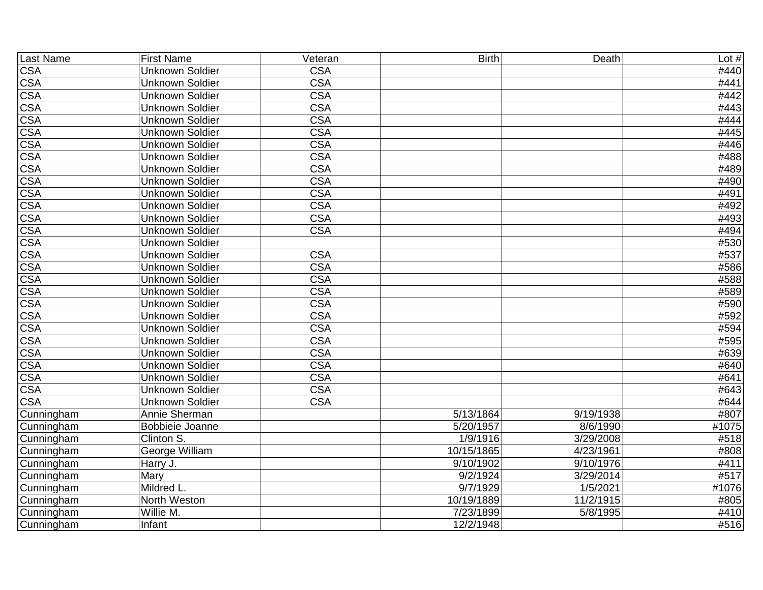| Last Name | First Name | Veteran | Birth | Death | Lot # |
|---|---|---|---|---|---|
| CSA | Unknown Soldier | CSA | | | #440 |
| CSA | Unknown Soldier | CSA | | | #441 |
| CSA | Unknown Soldier | CSA | | | #442 |
| CSA | Unknown Soldier | CSA | | | #443 |
| CSA | Unknown Soldier | CSA | | | #444 |
| CSA | Unknown Soldier | CSA | | | #445 |
| CSA | Unknown Soldier | CSA | | | #446 |
| CSA | Unknown Soldier | CSA | | | #488 |
| CSA | Unknown Soldier | CSA | | | #489 |
| CSA | Unknown Soldier | CSA | | | #490 |
| CSA | Unknown Soldier | CSA | | | #491 |
| CSA | Unknown Soldier | CSA | | | #492 |
| CSA | Unknown Soldier | CSA | | | #493 |
| CSA | Unknown Soldier | CSA | | | #494 |
| CSA | Unknown Soldier | | | | #530 |
| CSA | Unknown Soldier | CSA | | | #537 |
| CSA | Unknown Soldier | CSA | | | #586 |
| CSA | Unknown Soldier | CSA | | | #588 |
| CSA | Unknown Soldier | CSA | | | #589 |
| CSA | Unknown Soldier | CSA | | | #590 |
| CSA | Unknown Soldier | CSA | | | #592 |
| CSA | Unknown Soldier | CSA | | | #594 |
| CSA | Unknown Soldier | CSA | | | #595 |
| CSA | Unknown Soldier | CSA | | | #639 |
| CSA | Unknown Soldier | CSA | | | #640 |
| CSA | Unknown Soldier | CSA | | | #641 |
| CSA | Unknown Soldier | CSA | | | #643 |
| CSA | Unknown Soldier | CSA | | | #644 |
| Cunningham | Annie Sherman | | 5/13/1864 | 9/19/1938 | #807 |
| Cunningham | Bobbieie Joanne | | 5/20/1957 | 8/6/1990 | #1075 |
| Cunningham | Clinton S. | | 1/9/1916 | 3/29/2008 | #518 |
| Cunningham | George William | | 10/15/1865 | 4/23/1961 | #808 |
| Cunningham | Harry J. | | 9/10/1902 | 9/10/1976 | #411 |
| Cunningham | Mary | | 9/2/1924 | 3/29/2014 | #517 |
| Cunningham | Mildred L. | | 9/7/1929 | 1/5/2021 | #1076 |
| Cunningham | North Weston | | 10/19/1889 | 11/2/1915 | #805 |
| Cunningham | Willie M. | | 7/23/1899 | 5/8/1995 | #410 |
| Cunningham | Infant | | 12/2/1948 | | #516 |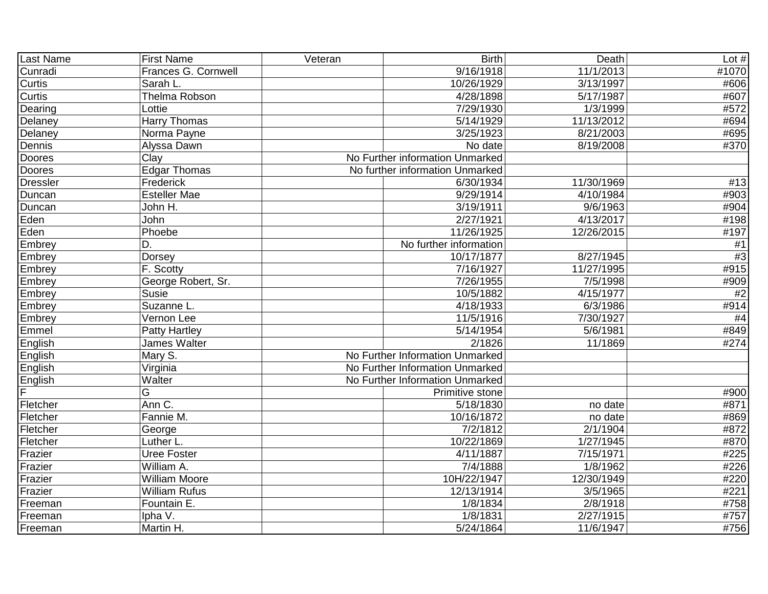| Last Name | First Name | Veteran | Birth | Death | Lot # |
|---|---|---|---|---|---|
| Cunradi | Frances G. Cornwell | | 9/16/1918 | 11/1/2013 | #1070 |
| Curtis | Sarah L. | | 10/26/1929 | 3/13/1997 | #606 |
| Curtis | Thelma Robson | | 4/28/1898 | 5/17/1987 | #607 |
| Dearing | Lottie | | 7/29/1930 | 1/3/1999 | #572 |
| Delaney | Harry Thomas | | 5/14/1929 | 11/13/2012 | #694 |
| Delaney | Norma Payne | | 3/25/1923 | 8/21/2003 | #695 |
| Dennis | Alyssa Dawn | | No date | 8/19/2008 | #370 |
| Doores | Clay | | No Further information Unmarked | | |
| Doores | Edgar Thomas | | No further information Unmarked | | |
| Dressler | Frederick | | 6/30/1934 | 11/30/1969 | #13 |
| Duncan | Esteller Mae | | 9/29/1914 | 4/10/1984 | #903 |
| Duncan | John H. | | 3/19/1911 | 9/6/1963 | #904 |
| Eden | John | | 2/27/1921 | 4/13/2017 | #198 |
| Eden | Phoebe | | 11/26/1925 | 12/26/2015 | #197 |
| Embrey | D. | | No further information | | #1 |
| Embrey | Dorsey | | 10/17/1877 | 8/27/1945 | #3 |
| Embrey | F. Scotty | | 7/16/1927 | 11/27/1995 | #915 |
| Embrey | George Robert, Sr. | | 7/26/1955 | 7/5/1998 | #909 |
| Embrey | Susie | | 10/5/1882 | 4/15/1977 | #2 |
| Embrey | Suzanne L. | | 4/18/1933 | 6/3/1986 | #914 |
| Embrey | Vernon Lee | | 11/5/1916 | 7/30/1927 | #4 |
| Emmel | Patty Hartley | | 5/14/1954 | 5/6/1981 | #849 |
| English | James Walter | | 2/1826 | 11/1869 | #274 |
| English | Mary S. | | No Further Information Unmarked | | |
| English | Virginia | | No Further Information Unmarked | | |
| English | Walter | | No Further Information Unmarked | | |
| F | G | | Primitive stone | | #900 |
| Fletcher | Ann C. | | 5/18/1830 | no date | #871 |
| Fletcher | Fannie M. | | 10/16/1872 | no date | #869 |
| Fletcher | George | | 7/2/1812 | 2/1/1904 | #872 |
| Fletcher | Luther L. | | 10/22/1869 | 1/27/1945 | #870 |
| Frazier | Uree Foster | | 4/11/1887 | 7/15/1971 | #225 |
| Frazier | William A. | | 7/4/1888 | 1/8/1962 | #226 |
| Frazier | William Moore | | 10H/22/1947 | 12/30/1949 | #220 |
| Frazier | William Rufus | | 12/13/1914 | 3/5/1965 | #221 |
| Freeman | Fountain E. | | 1/8/1834 | 2/8/1918 | #758 |
| Freeman | Ipha V. | | 1/8/1831 | 2/27/1915 | #757 |
| Freeman | Martin H. | | 5/24/1864 | 11/6/1947 | #756 |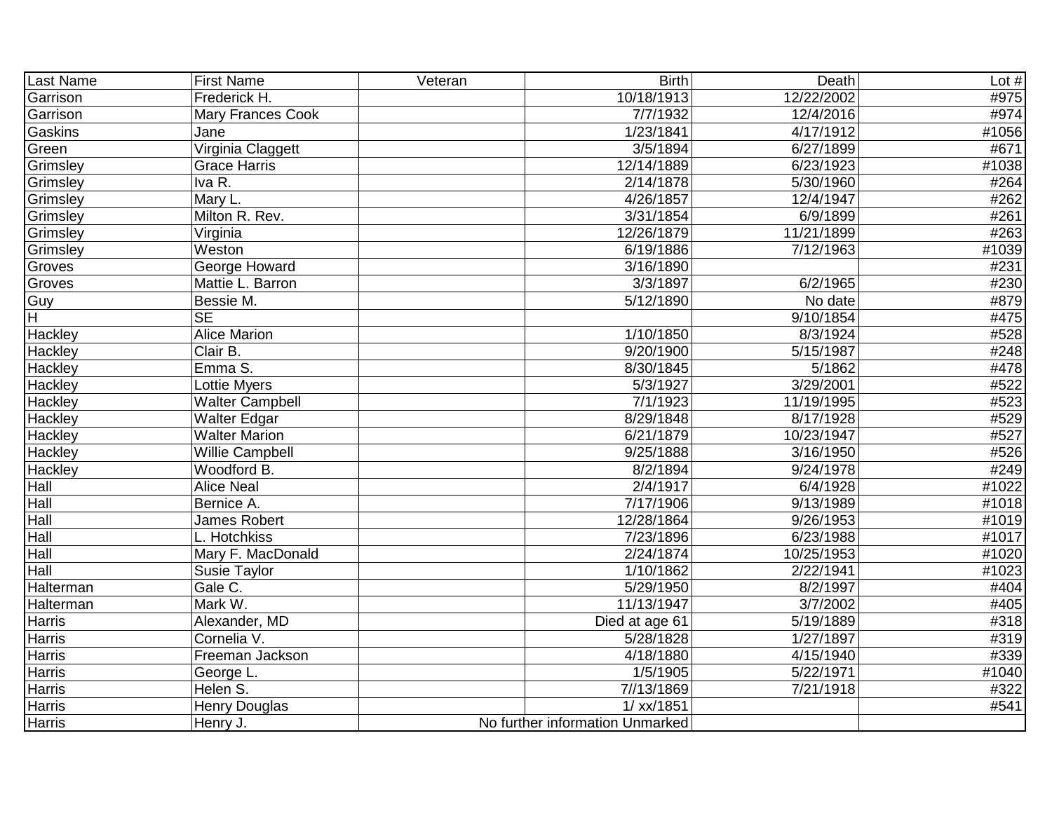| Last Name | First Name | Veteran | Birth | Death | Lot # |
|---|---|---|---|---|---|
| Garrison | Frederick H. | | 10/18/1913 | 12/22/2002 | #975 |
| Garrison | Mary Frances Cook | | 7/7/1932 | 12/4/2016 | #974 |
| Gaskins | Jane | | 1/23/1841 | 4/17/1912 | #1056 |
| Green | Virginia Claggett | | 3/5/1894 | 6/27/1899 | #671 |
| Grimsley | Grace Harris | | 12/14/1889 | 6/23/1923 | #1038 |
| Grimsley | Iva R. | | 2/14/1878 | 5/30/1960 | #264 |
| Grimsley | Mary L. | | 4/26/1857 | 12/4/1947 | #262 |
| Grimsley | Milton R. Rev. | | 3/31/1854 | 6/9/1899 | #261 |
| Grimsley | Virginia | | 12/26/1879 | 11/21/1899 | #263 |
| Grimsley | Weston | | 6/19/1886 | 7/12/1963 | #1039 |
| Groves | George Howard | | 3/16/1890 | | #231 |
| Groves | Mattie L. Barron | | 3/3/1897 | 6/2/1965 | #230 |
| Guy | Bessie M. | | 5/12/1890 | No date | #879 |
| H | SE | | | 9/10/1854 | #475 |
| Hackley | Alice Marion | | 1/10/1850 | 8/3/1924 | #528 |
| Hackley | Clair B. | | 9/20/1900 | 5/15/1987 | #248 |
| Hackley | Emma S. | | 8/30/1845 | 5/1862 | #478 |
| Hackley | Lottie Myers | | 5/3/1927 | 3/29/2001 | #522 |
| Hackley | Walter Campbell | | 7/1/1923 | 11/19/1995 | #523 |
| Hackley | Walter Edgar | | 8/29/1848 | 8/17/1928 | #529 |
| Hackley | Walter Marion | | 6/21/1879 | 10/23/1947 | #527 |
| Hackley | Willie Campbell | | 9/25/1888 | 3/16/1950 | #526 |
| Hackley | Woodford B. | | 8/2/1894 | 9/24/1978 | #249 |
| Hall | Alice Neal | | 2/4/1917 | 6/4/1928 | #1022 |
| Hall | Bernice A. | | 7/17/1906 | 9/13/1989 | #1018 |
| Hall | James Robert | | 12/28/1864 | 9/26/1953 | #1019 |
| Hall | L. Hotchkiss | | 7/23/1896 | 6/23/1988 | #1017 |
| Hall | Mary F. MacDonald | | 2/24/1874 | 10/25/1953 | #1020 |
| Hall | Susie Taylor | | 1/10/1862 | 2/22/1941 | #1023 |
| Halterman | Gale C. | | 5/29/1950 | 8/2/1997 | #404 |
| Halterman | Mark W. | | 11/13/1947 | 3/7/2002 | #405 |
| Harris | Alexander, MD | | Died at age 61 | 5/19/1889 | #318 |
| Harris | Cornelia V. | | 5/28/1828 | 1/27/1897 | #319 |
| Harris | Freeman Jackson | | 4/18/1880 | 4/15/1940 | #339 |
| Harris | George L. | | 1/5/1905 | 5/22/1971 | #1040 |
| Harris | Helen S. | | 7//13/1869 | 7/21/1918 | #322 |
| Harris | Henry Douglas | | 1/ xx/1851 | | #541 |
| Harris | Henry J. | | No further information Unmarked | | |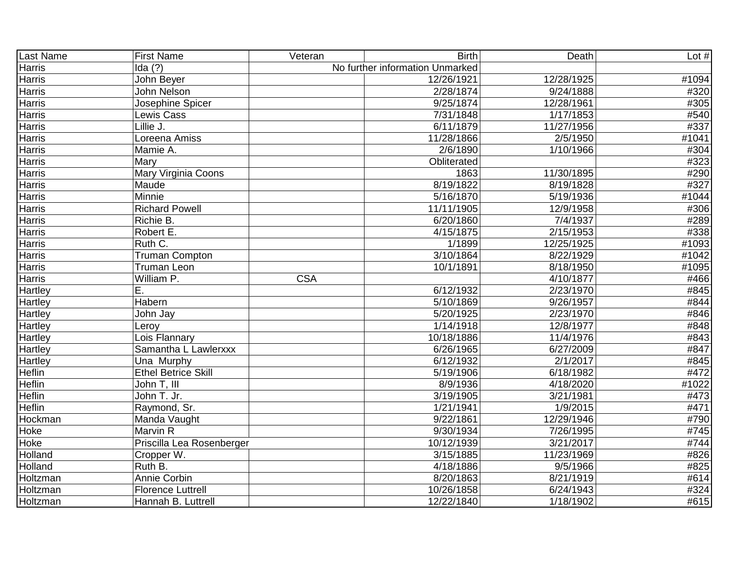| Last Name | First Name | Veteran | Birth | Death | Lot # |
|---|---|---|---|---|---|
| Harris | Ida (?) | No further information Unmarked | | | |
| Harris | John Beyer | | 12/26/1921 | 12/28/1925 | #1094 |
| Harris | John Nelson | | 2/28/1874 | 9/24/1888 | #320 |
| Harris | Josephine Spicer | | 9/25/1874 | 12/28/1961 | #305 |
| Harris | Lewis Cass | | 7/31/1848 | 1/17/1853 | #540 |
| Harris | Lillie J. | | 6/11/1879 | 11/27/1956 | #337 |
| Harris | Loreena Amiss | | 11/28/1866 | 2/5/1950 | #1041 |
| Harris | Mamie A. | | 2/6/1890 | 1/10/1966 | #304 |
| Harris | Mary | | Obliterated | | #323 |
| Harris | Mary Virginia Coons | | 1863 | 11/30/1895 | #290 |
| Harris | Maude | | 8/19/1822 | 8/19/1828 | #327 |
| Harris | Minnie | | 5/16/1870 | 5/19/1936 | #1044 |
| Harris | Richard Powell | | 11/11/1905 | 12/9/1958 | #306 |
| Harris | Richie B. | | 6/20/1860 | 7/4/1937 | #289 |
| Harris | Robert E. | | 4/15/1875 | 2/15/1953 | #338 |
| Harris | Ruth C. | | 1/1899 | 12/25/1925 | #1093 |
| Harris | Truman Compton | | 3/10/1864 | 8/22/1929 | #1042 |
| Harris | Truman Leon | | 10/1/1891 | 8/18/1950 | #1095 |
| Harris | William P. | CSA | | 4/10/1877 | #466 |
| Hartley | E. | | 6/12/1932 | 2/23/1970 | #845 |
| Hartley | Habern | | 5/10/1869 | 9/26/1957 | #844 |
| Hartley | John Jay | | 5/20/1925 | 2/23/1970 | #846 |
| Hartley | Leroy | | 1/14/1918 | 12/8/1977 | #848 |
| Hartley | Lois Flannary | | 10/18/1886 | 11/4/1976 | #843 |
| Hartley | Samantha L Lawlerxxx | | 6/26/1965 | 6/27/2009 | #847 |
| Hartley | Una  Murphy | | 6/12/1932 | 2/1/2017 | #845 |
| Heflin | Ethel Betrice Skill | | 5/19/1906 | 6/18/1982 | #472 |
| Heflin | John T, III | | 8/9/1936 | 4/18/2020 | #1022 |
| Heflin | John T. Jr. | | 3/19/1905 | 3/21/1981 | #473 |
| Heflin | Raymond, Sr. | | 1/21/1941 | 1/9/2015 | #471 |
| Hockman | Manda Vaught | | 9/22/1861 | 12/29/1946 | #790 |
| Hoke | Marvin R | | 9/30/1934 | 7/26/1995 | #745 |
| Hoke | Priscilla Lea Rosenberger | | 10/12/1939 | 3/21/2017 | #744 |
| Holland | Cropper W. | | 3/15/1885 | 11/23/1969 | #826 |
| Holland | Ruth B. | | 4/18/1886 | 9/5/1966 | #825 |
| Holtzman | Annie Corbin | | 8/20/1863 | 8/21/1919 | #614 |
| Holtzman | Florence Luttrell | | 10/26/1858 | 6/24/1943 | #324 |
| Holtzman | Hannah B. Luttrell | | 12/22/1840 | 1/18/1902 | #615 |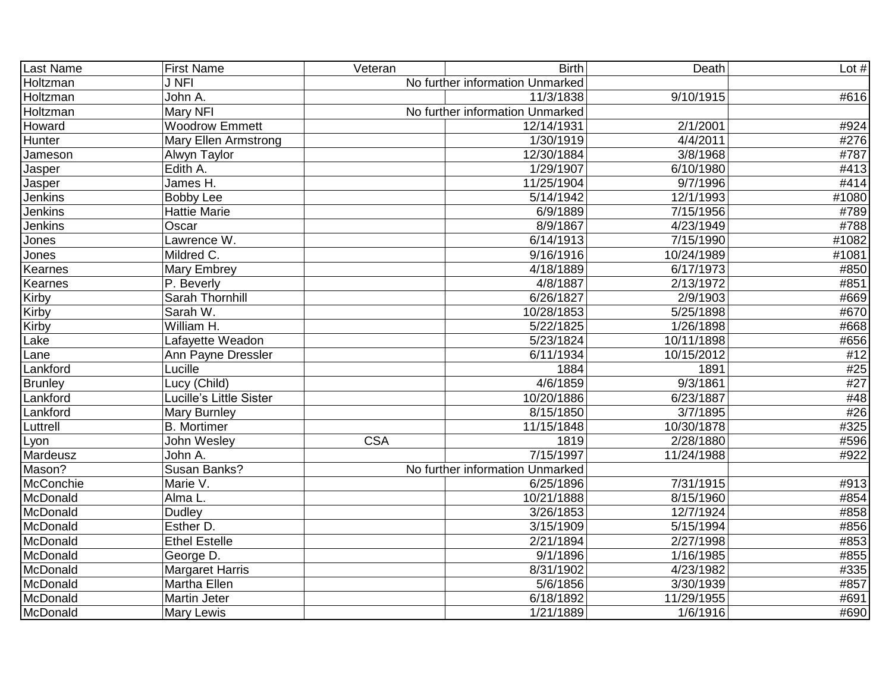| Last Name | First Name | Veteran | Birth | Death | Lot # |
|---|---|---|---|---|---|
| Holtzman | J NFI | | No further information Unmarked | | |
| Holtzman | John A. | | 11/3/1838 | 9/10/1915 | #616 |
| Holtzman | Mary NFI | | No further information Unmarked | | |
| Howard | Woodrow Emmett | | 12/14/1931 | 2/1/2001 | #924 |
| Hunter | Mary Ellen Armstrong | | 1/30/1919 | 4/4/2011 | #276 |
| Jameson | Alwyn Taylor | | 12/30/1884 | 3/8/1968 | #787 |
| Jasper | Edith A. | | 1/29/1907 | 6/10/1980 | #413 |
| Jasper | James H. | | 11/25/1904 | 9/7/1996 | #414 |
| Jenkins | Bobby Lee | | 5/14/1942 | 12/1/1993 | #1080 |
| Jenkins | Hattie Marie | | 6/9/1889 | 7/15/1956 | #789 |
| Jenkins | Oscar | | 8/9/1867 | 4/23/1949 | #788 |
| Jones | Lawrence W. | | 6/14/1913 | 7/15/1990 | #1082 |
| Jones | Mildred C. | | 9/16/1916 | 10/24/1989 | #1081 |
| Kearnes | Mary Embrey | | 4/18/1889 | 6/17/1973 | #850 |
| Kearnes | P. Beverly | | 4/8/1887 | 2/13/1972 | #851 |
| Kirby | Sarah Thornhill | | 6/26/1827 | 2/9/1903 | #669 |
| Kirby | Sarah W. | | 10/28/1853 | 5/25/1898 | #670 |
| Kirby | William H. | | 5/22/1825 | 1/26/1898 | #668 |
| Lake | Lafayette Weadon | | 5/23/1824 | 10/11/1898 | #656 |
| Lane | Ann Payne Dressler | | 6/11/1934 | 10/15/2012 | #12 |
| Lankford | Lucille | | 1884 | 1891 | #25 |
| Brunley | Lucy (Child) | | 4/6/1859 | 9/3/1861 | #27 |
| Lankford | Lucille's Little Sister | | 10/20/1886 | 6/23/1887 | #48 |
| Lankford | Mary Burnley | | 8/15/1850 | 3/7/1895 | #26 |
| Luttrell | B. Mortimer | | 11/15/1848 | 10/30/1878 | #325 |
| Lyon | John Wesley | CSA | 1819 | 2/28/1880 | #596 |
| Mardeusz | John A. | | 7/15/1997 | 11/24/1988 | #922 |
| Mason? | Susan Banks? | | No further information Unmarked | | |
| McConchie | Marie V. | | 6/25/1896 | 7/31/1915 | #913 |
| McDonald | Alma L. | | 10/21/1888 | 8/15/1960 | #854 |
| McDonald | Dudley | | 3/26/1853 | 12/7/1924 | #858 |
| McDonald | Esther D. | | 3/15/1909 | 5/15/1994 | #856 |
| McDonald | Ethel Estelle | | 2/21/1894 | 2/27/1998 | #853 |
| McDonald | George D. | | 9/1/1896 | 1/16/1985 | #855 |
| McDonald | Margaret Harris | | 8/31/1902 | 4/23/1982 | #335 |
| McDonald | Martha Ellen | | 5/6/1856 | 3/30/1939 | #857 |
| McDonald | Martin Jeter | | 6/18/1892 | 11/29/1955 | #691 |
| McDonald | Mary Lewis | | 1/21/1889 | 1/6/1916 | #690 |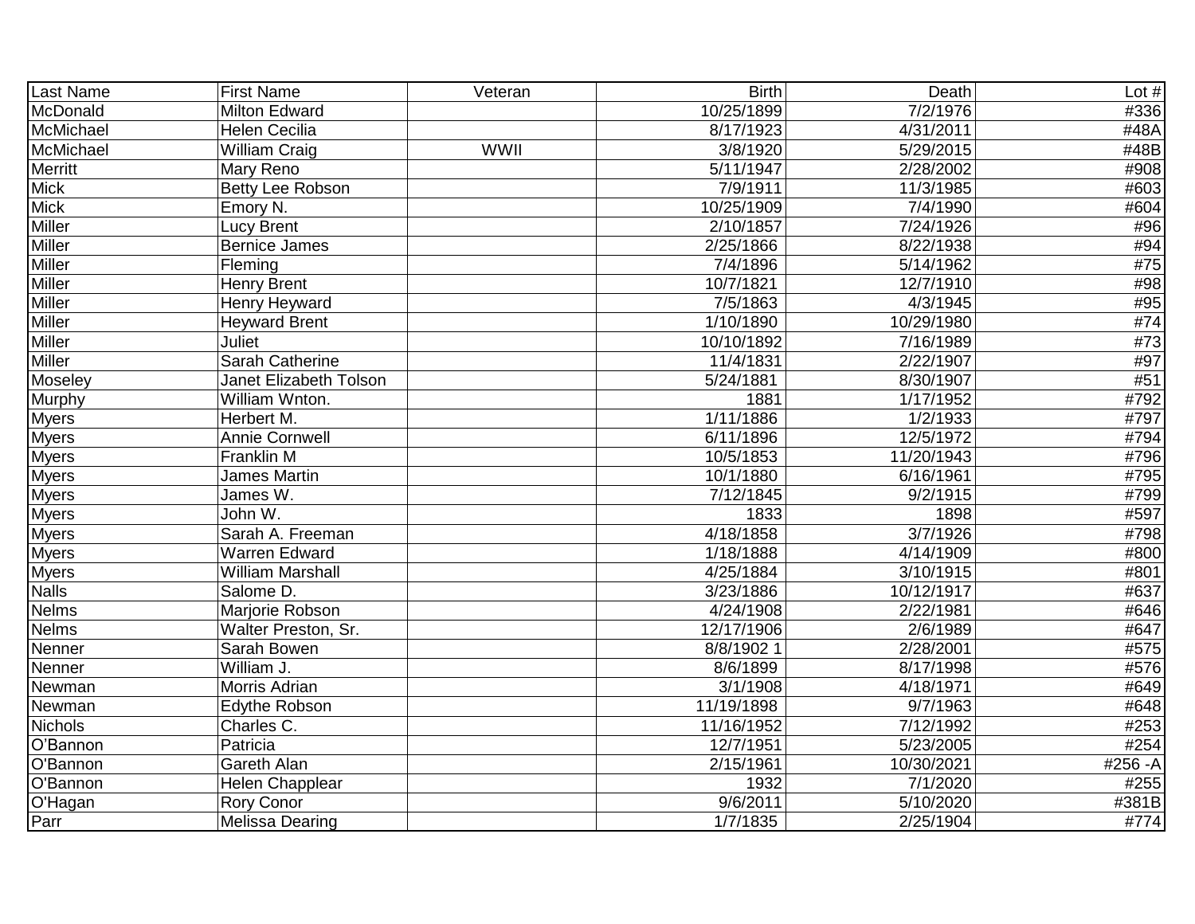| Last Name | First Name | Veteran | Birth | Death | Lot # |
|---|---|---|---|---|---|
| McDonald | Milton Edward | | 10/25/1899 | 7/2/1976 | #336 |
| McMichael | Helen Cecilia | | 8/17/1923 | 4/31/2011 | #48A |
| McMichael | William Craig | WWII | 3/8/1920 | 5/29/2015 | #48B |
| Merritt | Mary Reno | | 5/11/1947 | 2/28/2002 | #908 |
| Mick | Betty Lee Robson | | 7/9/1911 | 11/3/1985 | #603 |
| Mick | Emory N. | | 10/25/1909 | 7/4/1990 | #604 |
| Miller | Lucy Brent | | 2/10/1857 | 7/24/1926 | #96 |
| Miller | Bernice James | | 2/25/1866 | 8/22/1938 | #94 |
| Miller | Fleming | | 7/4/1896 | 5/14/1962 | #75 |
| Miller | Henry Brent | | 10/7/1821 | 12/7/1910 | #98 |
| Miller | Henry Heyward | | 7/5/1863 | 4/3/1945 | #95 |
| Miller | Heyward Brent | | 1/10/1890 | 10/29/1980 | #74 |
| Miller | Juliet | | 10/10/1892 | 7/16/1989 | #73 |
| Miller | Sarah Catherine | | 11/4/1831 | 2/22/1907 | #97 |
| Moseley | Janet Elizabeth Tolson | | 5/24/1881 | 8/30/1907 | #51 |
| Murphy | William Wnton. | | 1881 | 1/17/1952 | #792 |
| Myers | Herbert M. | | 1/11/1886 | 1/2/1933 | #797 |
| Myers | Annie Cornwell | | 6/11/1896 | 12/5/1972 | #794 |
| Myers | Franklin M | | 10/5/1853 | 11/20/1943 | #796 |
| Myers | James Martin | | 10/1/1880 | 6/16/1961 | #795 |
| Myers | James W. | | 7/12/1845 | 9/2/1915 | #799 |
| Myers | John W. | | 1833 | 1898 | #597 |
| Myers | Sarah A. Freeman | | 4/18/1858 | 3/7/1926 | #798 |
| Myers | Warren Edward | | 1/18/1888 | 4/14/1909 | #800 |
| Myers | William Marshall | | 4/25/1884 | 3/10/1915 | #801 |
| Nalls | Salome D. | | 3/23/1886 | 10/12/1917 | #637 |
| Nelms | Marjorie Robson | | 4/24/1908 | 2/22/1981 | #646 |
| Nelms | Walter Preston, Sr. | | 12/17/1906 | 2/6/1989 | #647 |
| Nenner | Sarah Bowen | | 8/8/1902 1 | 2/28/2001 | #575 |
| Nenner | William J. | | 8/6/1899 | 8/17/1998 | #576 |
| Newman | Morris Adrian | | 3/1/1908 | 4/18/1971 | #649 |
| Newman | Edythe Robson | | 11/19/1898 | 9/7/1963 | #648 |
| Nichols | Charles C. | | 11/16/1952 | 7/12/1992 | #253 |
| O'Bannon | Patricia | | 12/7/1951 | 5/23/2005 | #254 |
| O'Bannon | Gareth Alan | | 2/15/1961 | 10/30/2021 | #256 -A |
| O'Bannon | Helen Chapplear | | 1932 | 7/1/2020 | #255 |
| O'Hagan | Rory Conor | | 9/6/2011 | 5/10/2020 | #381B |
| Parr | Melissa Dearing | | 1/7/1835 | 2/25/1904 | #774 |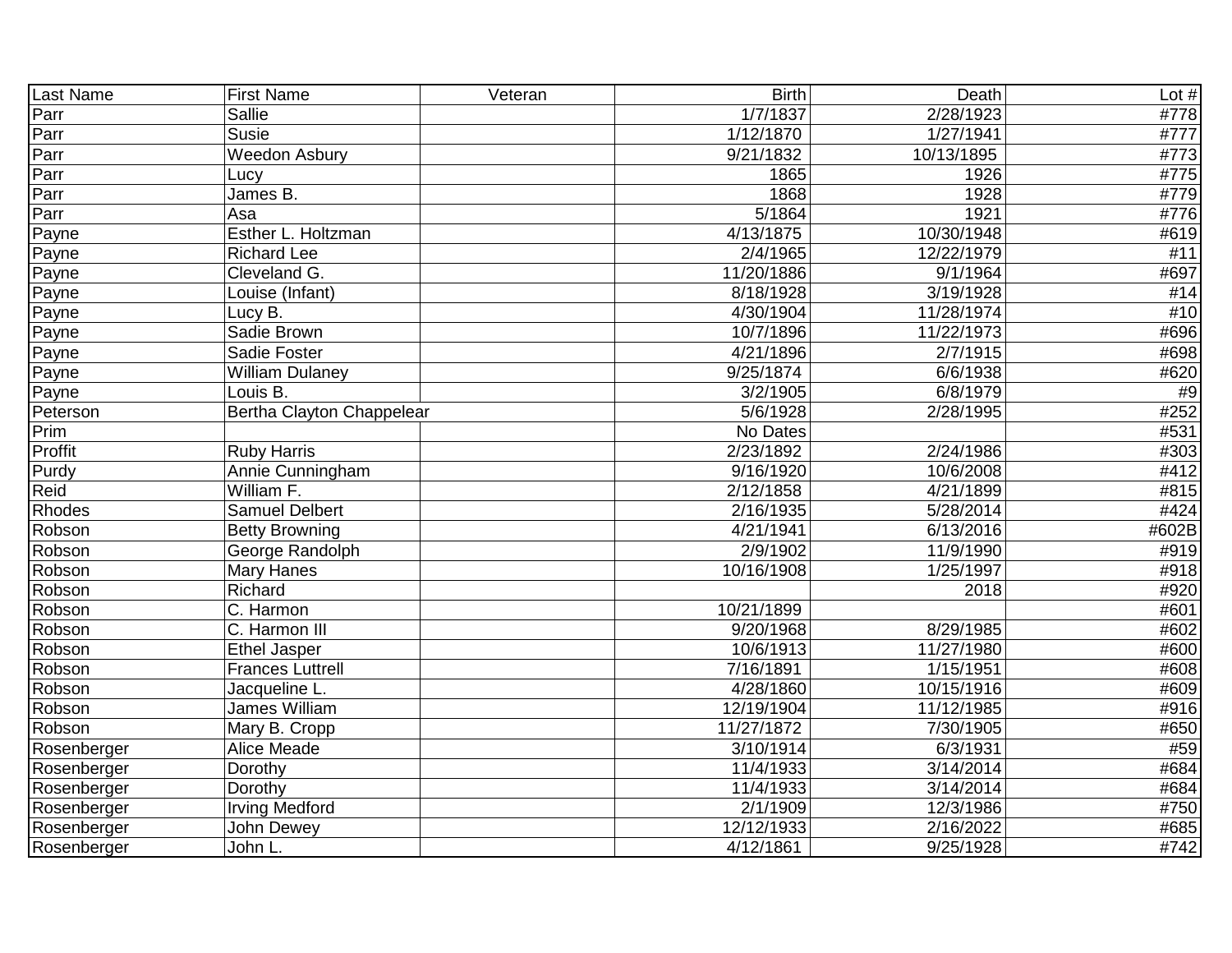| Last Name | First Name | Veteran | Birth | Death | Lot # |
|---|---|---|---|---|---|
| Parr | Sallie | | 1/7/1837 | 2/28/1923 | #778 |
| Parr | Susie | | 1/12/1870 | 1/27/1941 | #777 |
| Parr | Weedon Asbury | | 9/21/1832 | 10/13/1895 | #773 |
| Parr | Lucy | | 1865 | 1926 | #775 |
| Parr | James B. | | 1868 | 1928 | #779 |
| Parr | Asa | | 5/1864 | 1921 | #776 |
| Payne | Esther L. Holtzman | | 4/13/1875 | 10/30/1948 | #619 |
| Payne | Richard Lee | | 2/4/1965 | 12/22/1979 | #11 |
| Payne | Cleveland G. | | 11/20/1886 | 9/1/1964 | #697 |
| Payne | Louise (Infant) | | 8/18/1928 | 3/19/1928 | #14 |
| Payne | Lucy B. | | 4/30/1904 | 11/28/1974 | #10 |
| Payne | Sadie Brown | | 10/7/1896 | 11/22/1973 | #696 |
| Payne | Sadie Foster | | 4/21/1896 | 2/7/1915 | #698 |
| Payne | William Dulaney | | 9/25/1874 | 6/6/1938 | #620 |
| Payne | Louis B. | | 3/2/1905 | 6/8/1979 | #9 |
| Peterson | Bertha Clayton Chappelear | | 5/6/1928 | 2/28/1995 | #252 |
| Prim | | | No Dates | | #531 |
| Proffit | Ruby Harris | | 2/23/1892 | 2/24/1986 | #303 |
| Purdy | Annie Cunningham | | 9/16/1920 | 10/6/2008 | #412 |
| Reid | William F. | | 2/12/1858 | 4/21/1899 | #815 |
| Rhodes | Samuel Delbert | | 2/16/1935 | 5/28/2014 | #424 |
| Robson | Betty Browning | | 4/21/1941 | 6/13/2016 | #602B |
| Robson | George Randolph | | 2/9/1902 | 11/9/1990 | #919 |
| Robson | Mary Hanes | | 10/16/1908 | 1/25/1997 | #918 |
| Robson | Richard | | | 2018 | #920 |
| Robson | C. Harmon | | 10/21/1899 | | #601 |
| Robson | C. Harmon III | | 9/20/1968 | 8/29/1985 | #602 |
| Robson | Ethel Jasper | | 10/6/1913 | 11/27/1980 | #600 |
| Robson | Frances Luttrell | | 7/16/1891 | 1/15/1951 | #608 |
| Robson | Jacqueline L. | | 4/28/1860 | 10/15/1916 | #609 |
| Robson | James William | | 12/19/1904 | 11/12/1985 | #916 |
| Robson | Mary B. Cropp | | 11/27/1872 | 7/30/1905 | #650 |
| Rosenberger | Alice Meade | | 3/10/1914 | 6/3/1931 | #59 |
| Rosenberger | Dorothy | | 11/4/1933 | 3/14/2014 | #684 |
| Rosenberger | Dorothy | | 11/4/1933 | 3/14/2014 | #684 |
| Rosenberger | Irving Medford | | 2/1/1909 | 12/3/1986 | #750 |
| Rosenberger | John Dewey | | 12/12/1933 | 2/16/2022 | #685 |
| Rosenberger | John L. | | 4/12/1861 | 9/25/1928 | #742 |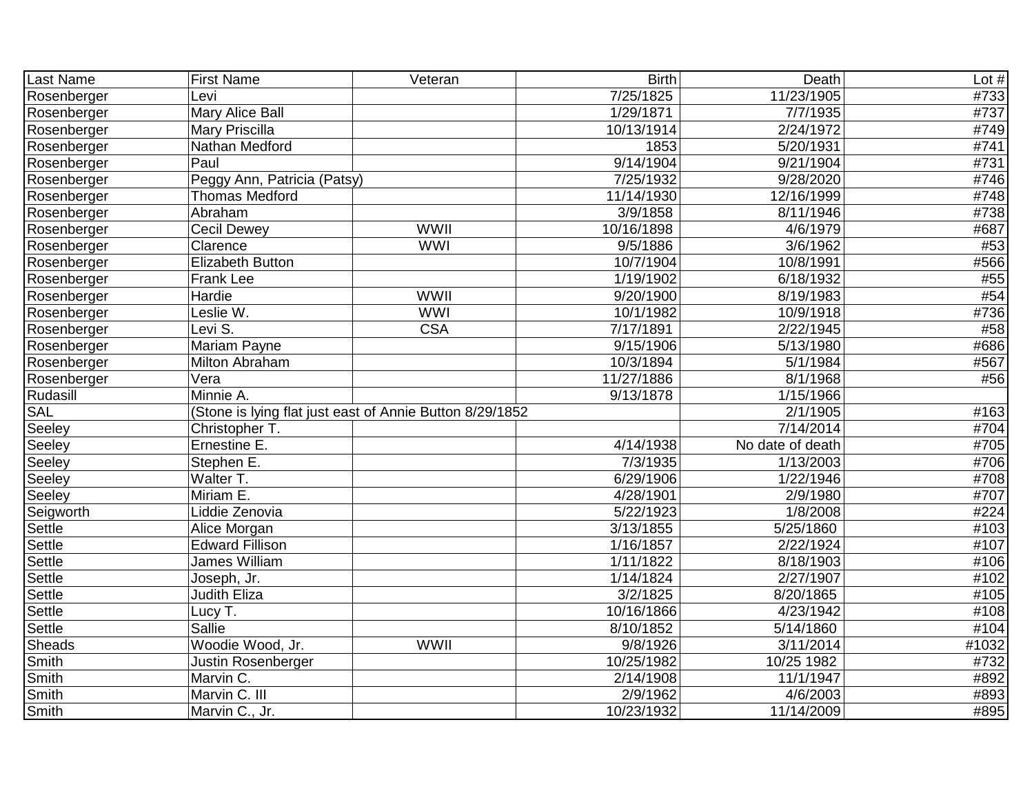| Last Name | First Name | Veteran | Birth | Death | Lot # |
|---|---|---|---|---|---|
| Rosenberger | Levi | | 7/25/1825 | 11/23/1905 | #733 |
| Rosenberger | Mary Alice Ball | | 1/29/1871 | 7/7/1935 | #737 |
| Rosenberger | Mary Priscilla | | 10/13/1914 | 2/24/1972 | #749 |
| Rosenberger | Nathan Medford | | 1853 | 5/20/1931 | #741 |
| Rosenberger | Paul | | 9/14/1904 | 9/21/1904 | #731 |
| Rosenberger | Peggy Ann, Patricia (Patsy) | | 7/25/1932 | 9/28/2020 | #746 |
| Rosenberger | Thomas Medford | | 11/14/1930 | 12/16/1999 | #748 |
| Rosenberger | Abraham | | 3/9/1858 | 8/11/1946 | #738 |
| Rosenberger | Cecil Dewey | WWII | 10/16/1898 | 4/6/1979 | #687 |
| Rosenberger | Clarence | WWI | 9/5/1886 | 3/6/1962 | #53 |
| Rosenberger | Elizabeth Button | | 10/7/1904 | 10/8/1991 | #566 |
| Rosenberger | Frank Lee | | 1/19/1902 | 6/18/1932 | #55 |
| Rosenberger | Hardie | WWII | 9/20/1900 | 8/19/1983 | #54 |
| Rosenberger | Leslie W. | WWI | 10/1/1982 | 10/9/1918 | #736 |
| Rosenberger | Levi S. | CSA | 7/17/1891 | 2/22/1945 | #58 |
| Rosenberger | Mariam Payne | | 9/15/1906 | 5/13/1980 | #686 |
| Rosenberger | Milton Abraham | | 10/3/1894 | 5/1/1984 | #567 |
| Rosenberger | Vera | | 11/27/1886 | 8/1/1968 | #56 |
| Rudasill | Minnie A. | | 9/13/1878 | 1/15/1966 | |
| SAL | (Stone is lying flat just east of Annie Button 8/29/1852 | | | 2/1/1905 | #163 |
| Seeley | Christopher T. | | | 7/14/2014 | #704 |
| Seeley | Ernestine E. | | 4/14/1938 | No date of death | #705 |
| Seeley | Stephen E. | | 7/3/1935 | 1/13/2003 | #706 |
| Seeley | Walter T. | | 6/29/1906 | 1/22/1946 | #708 |
| Seeley | Miriam E. | | 4/28/1901 | 2/9/1980 | #707 |
| Seigworth | Liddie Zenovia | | 5/22/1923 | 1/8/2008 | #224 |
| Settle | Alice Morgan | | 3/13/1855 | 5/25/1860 | #103 |
| Settle | Edward Fillison | | 1/16/1857 | 2/22/1924 | #107 |
| Settle | James William | | 1/11/1822 | 8/18/1903 | #106 |
| Settle | Joseph, Jr. | | 1/14/1824 | 2/27/1907 | #102 |
| Settle | Judith Eliza | | 3/2/1825 | 8/20/1865 | #105 |
| Settle | Lucy T. | | 10/16/1866 | 4/23/1942 | #108 |
| Settle | Sallie | | 8/10/1852 | 5/14/1860 | #104 |
| Sheads | Woodie Wood, Jr. | WWII | 9/8/1926 | 3/11/2014 | #1032 |
| Smith | Justin Rosenberger | | 10/25/1982 | 10/25 1982 | #732 |
| Smith | Marvin C. | | 2/14/1908 | 11/1/1947 | #892 |
| Smith | Marvin C. III | | 2/9/1962 | 4/6/2003 | #893 |
| Smith | Marvin C., Jr. | | 10/23/1932 | 11/14/2009 | #895 |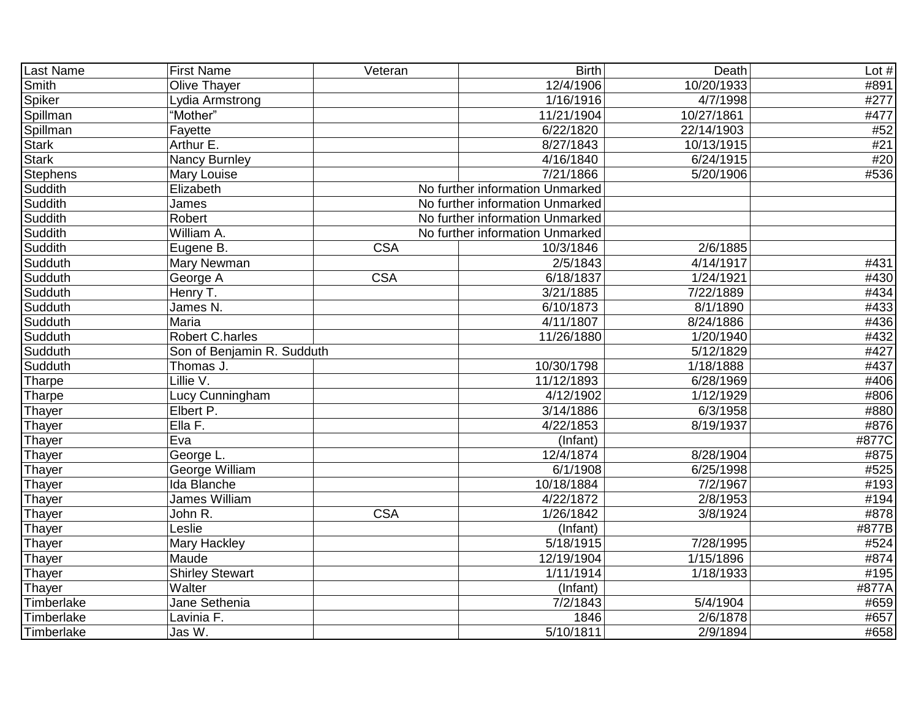| Last Name | First Name | Veteran | Birth | Death | Lot # |
|---|---|---|---|---|---|
| Smith | Olive Thayer | | 12/4/1906 | 10/20/1933 | #891 |
| Spiker | Lydia Armstrong | | 1/16/1916 | 4/7/1998 | #277 |
| Spillman | "Mother" | | 11/21/1904 | 10/27/1861 | #477 |
| Spillman | Fayette | | 6/22/1820 | 22/14/1903 | #52 |
| Stark | Arthur E. | | 8/27/1843 | 10/13/1915 | #21 |
| Stark | Nancy Burnley | | 4/16/1840 | 6/24/1915 | #20 |
| Stephens | Mary Louise | | 7/21/1866 | 5/20/1906 | #536 |
| Suddith | Elizabeth | No further information Unmarked | | | |
| Suddith | James | No further information Unmarked | | | |
| Suddith | Robert | No further information Unmarked | | | |
| Suddith | William A. | No further information Unmarked | | | |
| Suddith | Eugene B. | CSA | 10/3/1846 | 2/6/1885 | |
| Sudduth | Mary Newman | | 2/5/1843 | 4/14/1917 | #431 |
| Sudduth | George A | CSA | 6/18/1837 | 1/24/1921 | #430 |
| Sudduth | Henry T. | | 3/21/1885 | 7/22/1889 | #434 |
| Sudduth | James N. | | 6/10/1873 | 8/1/1890 | #433 |
| Sudduth | Maria | | 4/11/1807 | 8/24/1886 | #436 |
| Sudduth | Robert C.harles | | 11/26/1880 | 1/20/1940 | #432 |
| Sudduth | Son of Benjamin R. Sudduth | | | 5/12/1829 | #427 |
| Sudduth | Thomas J. | | 10/30/1798 | 1/18/1888 | #437 |
| Tharpe | Lillie V. | | 11/12/1893 | 6/28/1969 | #406 |
| Tharpe | Lucy Cunningham | | 4/12/1902 | 1/12/1929 | #806 |
| Thayer | Elbert P. | | 3/14/1886 | 6/3/1958 | #880 |
| Thayer | Ella F. | | 4/22/1853 | 8/19/1937 | #876 |
| Thayer | Eva | | (Infant) | | #877C |
| Thayer | George L. | | 12/4/1874 | 8/28/1904 | #875 |
| Thayer | George William | | 6/1/1908 | 6/25/1998 | #525 |
| Thayer | Ida Blanche | | 10/18/1884 | 7/2/1967 | #193 |
| Thayer | James William | | 4/22/1872 | 2/8/1953 | #194 |
| Thayer | John R. | CSA | 1/26/1842 | 3/8/1924 | #878 |
| Thayer | Leslie | | (Infant) | | #877B |
| Thayer | Mary Hackley | | 5/18/1915 | 7/28/1995 | #524 |
| Thayer | Maude | | 12/19/1904 | 1/15/1896 | #874 |
| Thayer | Shirley Stewart | | 1/11/1914 | 1/18/1933 | #195 |
| Thayer | Walter | | (Infant) | | #877A |
| Timberlake | Jane Sethenia | | 7/2/1843 | 5/4/1904 | #659 |
| Timberlake | Lavinia F. | | 1846 | 2/6/1878 | #657 |
| Timberlake | Jas W. | | 5/10/1811 | 2/9/1894 | #658 |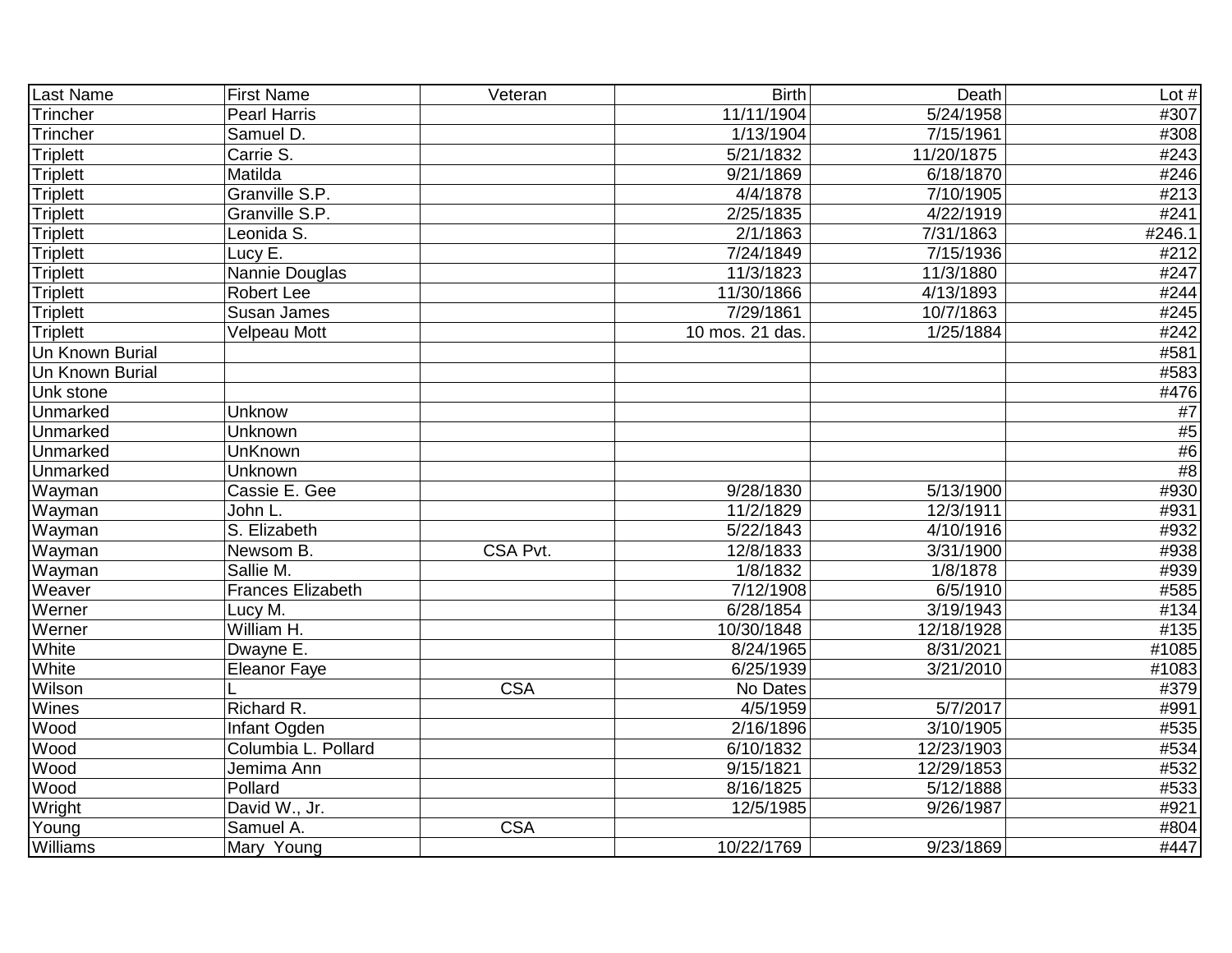| Last Name | First Name | Veteran | Birth | Death | Lot # |
|---|---|---|---|---|---|
| Trincher | Pearl Harris | | 11/11/1904 | 5/24/1958 | #307 |
| Trincher | Samuel D. | | 1/13/1904 | 7/15/1961 | #308 |
| Triplett | Carrie S. | | 5/21/1832 | 11/20/1875 | #243 |
| Triplett | Matilda | | 9/21/1869 | 6/18/1870 | #246 |
| Triplett | Granville S.P. | | 4/4/1878 | 7/10/1905 | #213 |
| Triplett | Granville S.P. | | 2/25/1835 | 4/22/1919 | #241 |
| Triplett | Leonida S. | | 2/1/1863 | 7/31/1863 | #246.1 |
| Triplett | Lucy E. | | 7/24/1849 | 7/15/1936 | #212 |
| Triplett | Nannie Douglas | | 11/3/1823 | 11/3/1880 | #247 |
| Triplett | Robert Lee | | 11/30/1866 | 4/13/1893 | #244 |
| Triplett | Susan James | | 7/29/1861 | 10/7/1863 | #245 |
| Triplett | Velpeau Mott | | 10 mos. 21 das. | 1/25/1884 | #242 |
| Un Known Burial | | | | | #581 |
| Un Known Burial | | | | | #583 |
| Unk stone | | | | | #476 |
| Unmarked | Unknow | | | | #7 |
| Unmarked | Unknown | | | | #5 |
| Unmarked | UnKnown | | | | #6 |
| Unmarked | Unknown | | | | #8 |
| Wayman | Cassie E. Gee | | 9/28/1830 | 5/13/1900 | #930 |
| Wayman | John L. | | 11/2/1829 | 12/3/1911 | #931 |
| Wayman | S. Elizabeth | | 5/22/1843 | 4/10/1916 | #932 |
| Wayman | Newsom B. | CSA Pvt. | 12/8/1833 | 3/31/1900 | #938 |
| Wayman | Sallie M. | | 1/8/1832 | 1/8/1878 | #939 |
| Weaver | Frances Elizabeth | | 7/12/1908 | 6/5/1910 | #585 |
| Werner | Lucy M. | | 6/28/1854 | 3/19/1943 | #134 |
| Werner | William H. | | 10/30/1848 | 12/18/1928 | #135 |
| White | Dwayne E. | | 8/24/1965 | 8/31/2021 | #1085 |
| White | Eleanor Faye | | 6/25/1939 | 3/21/2010 | #1083 |
| Wilson | L | CSA | No Dates | | #379 |
| Wines | Richard R. | | 4/5/1959 | 5/7/2017 | #991 |
| Wood | Infant Ogden | | 2/16/1896 | 3/10/1905 | #535 |
| Wood | Columbia L. Pollard | | 6/10/1832 | 12/23/1903 | #534 |
| Wood | Jemima Ann | | 9/15/1821 | 12/29/1853 | #532 |
| Wood | Pollard | | 8/16/1825 | 5/12/1888 | #533 |
| Wright | David W., Jr. | | 12/5/1985 | 9/26/1987 | #921 |
| Young | Samuel A. | CSA | | | #804 |
| Williams | Mary Young | | 10/22/1769 | 9/23/1869 | #447 |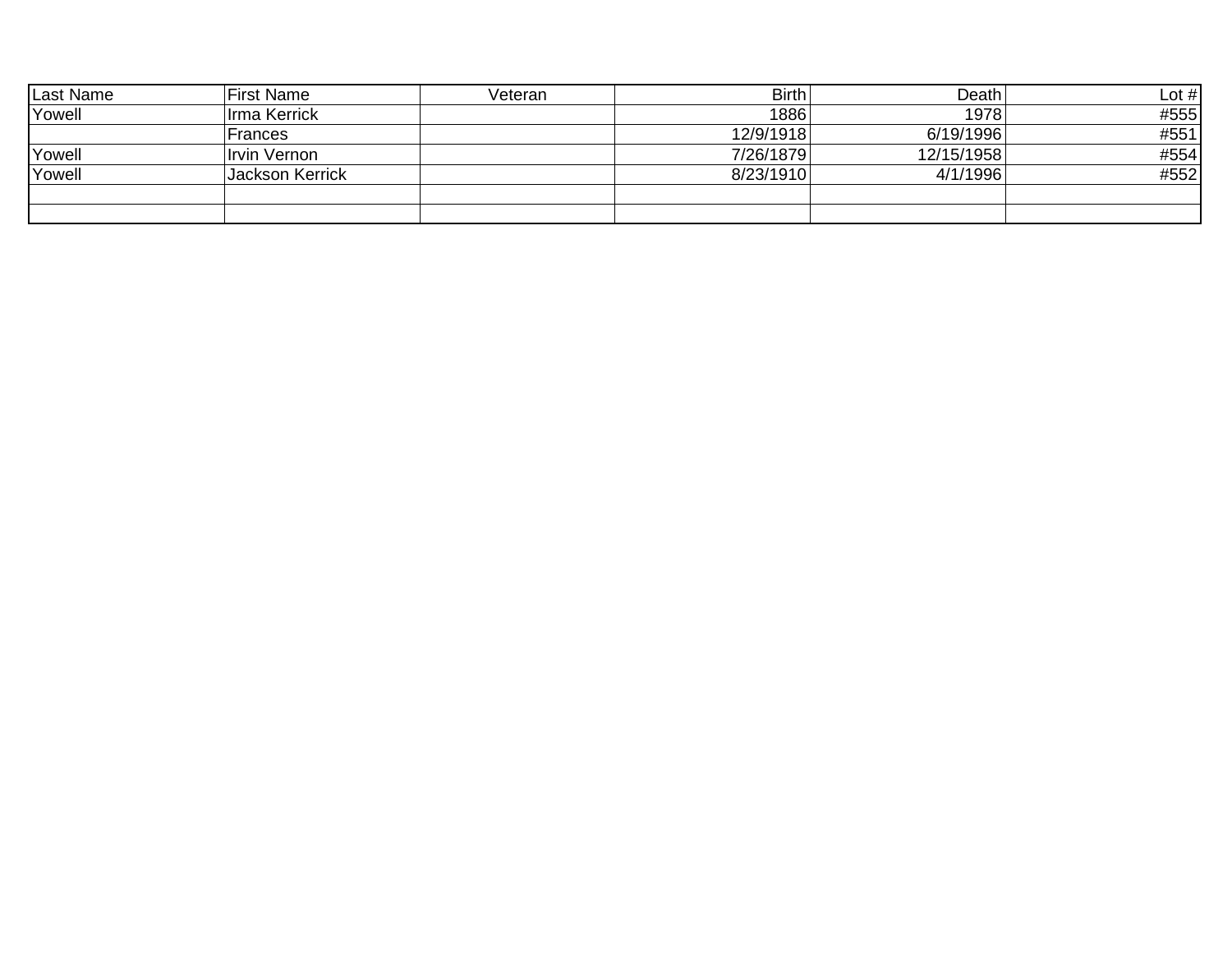| Last Name | First Name | Veteran | Birth | Death | Lot # |
| --- | --- | --- | --- | --- | --- |
| Yowell | Irma Kerrick | | 1886 | 1978 | #555 |
| | Frances | | 12/9/1918 | 6/19/1996 | #551 |
| Yowell | Irvin Vernon | | 7/26/1879 | 12/15/1958 | #554 |
| Yowell | Jackson Kerrick | | 8/23/1910 | 4/1/1996 | #552 |
| | | | | | |
| | | | | | |